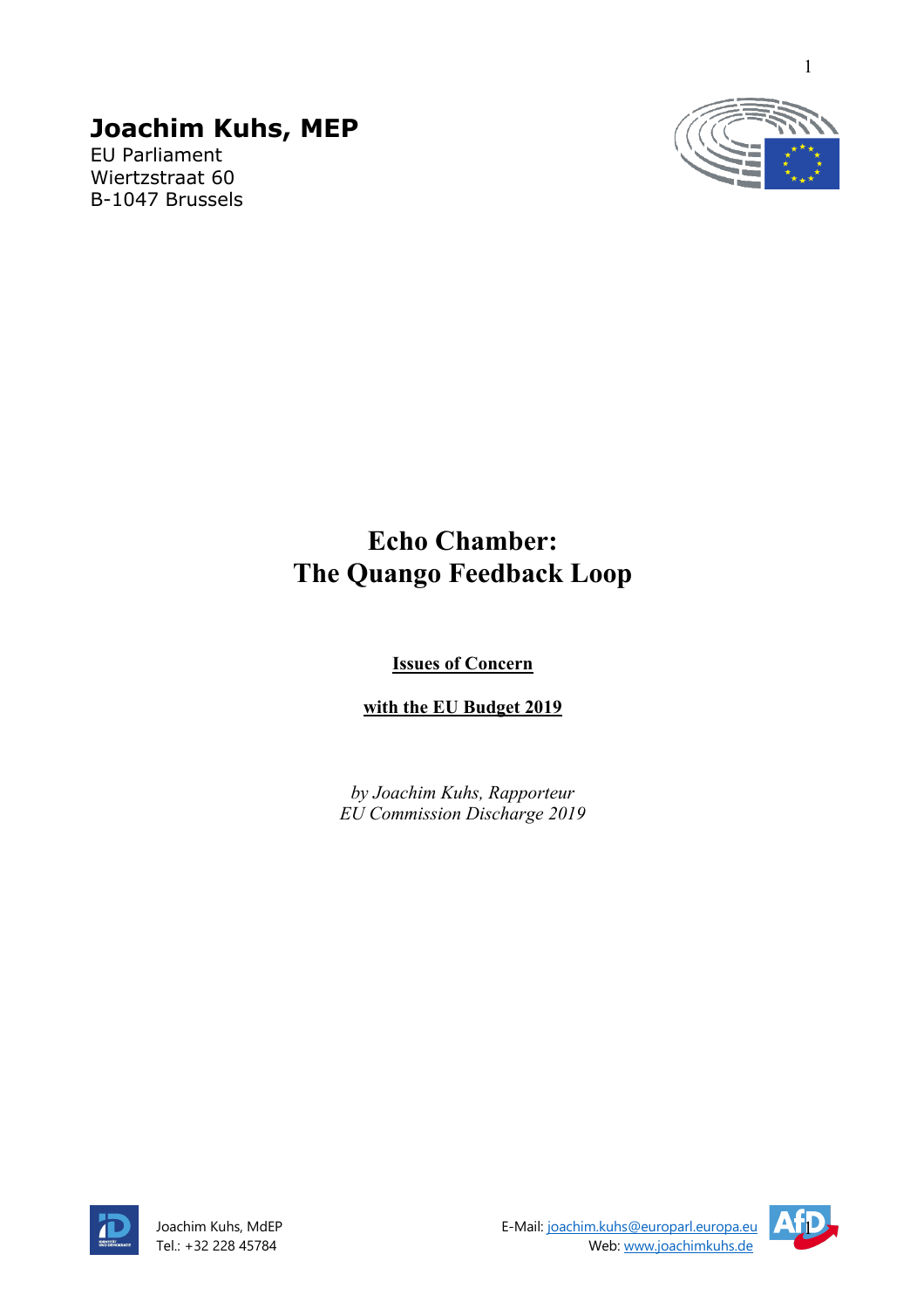**Joachim Kuhs, MEP**
EU Parliament
Wiertzstraat 60
B-1047 Brussels

# Echo Chamber: The Quango Feedback Loop

**Issues of Concern**

**with the EU Budget 2019**

*by Joachim Kuhs, Rapporteur*
*EU Commission Discharge 2019*

Joachim Kuhs, MdEP
Tel.: +32 228 45784

E-Mail: joachim.kuhs@europarl.europa.eu
Web: www.joachimkuhs.de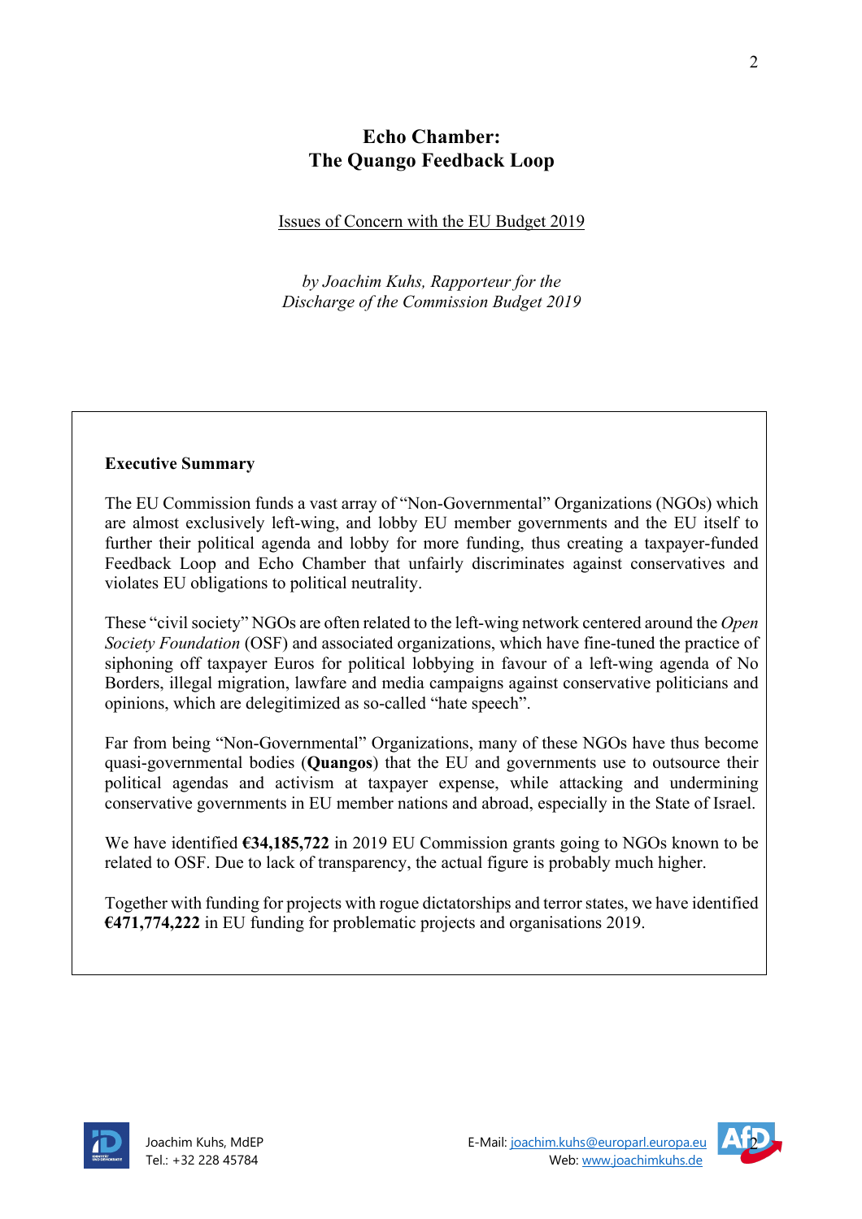# Echo Chamber: The Quango Feedback Loop

<u>Issues of Concern with the EU Budget 2019</u>

*by Joachim Kuhs, Rapporteur for the Discharge of the Commission Budget 2019*

**Executive Summary**

The EU Commission funds a vast array of "Non-Governmental" Organizations (NGOs) which are almost exclusively left-wing, and lobby EU member governments and the EU itself to further their political agenda and lobby for more funding, thus creating a taxpayer-funded Feedback Loop and Echo Chamber that unfairly discriminates against conservatives and violates EU obligations to political neutrality.

These "civil society" NGOs are often related to the left-wing network centered around the *Open Society Foundation* (OSF) and associated organizations, which have fine-tuned the practice of siphoning off taxpayer Euros for political lobbying in favour of a left-wing agenda of No Borders, illegal migration, lawfare and media campaigns against conservative politicians and opinions, which are delegitimized as so-called "hate speech".

Far from being "Non-Governmental" Organizations, many of these NGOs have thus become quasi-governmental bodies (**Quangos**) that the EU and governments use to outsource their political agendas and activism at taxpayer expense, while attacking and undermining conservative governments in EU member nations and abroad, especially in the State of Israel.

We have identified **€34,185,722** in 2019 EU Commission grants going to NGOs known to be related to OSF. Due to lack of transparency, the actual figure is probably much higher.

Together with funding for projects with rogue dictatorships and terror states, we have identified **€471,774,222** in EU funding for problematic projects and organisations 2019.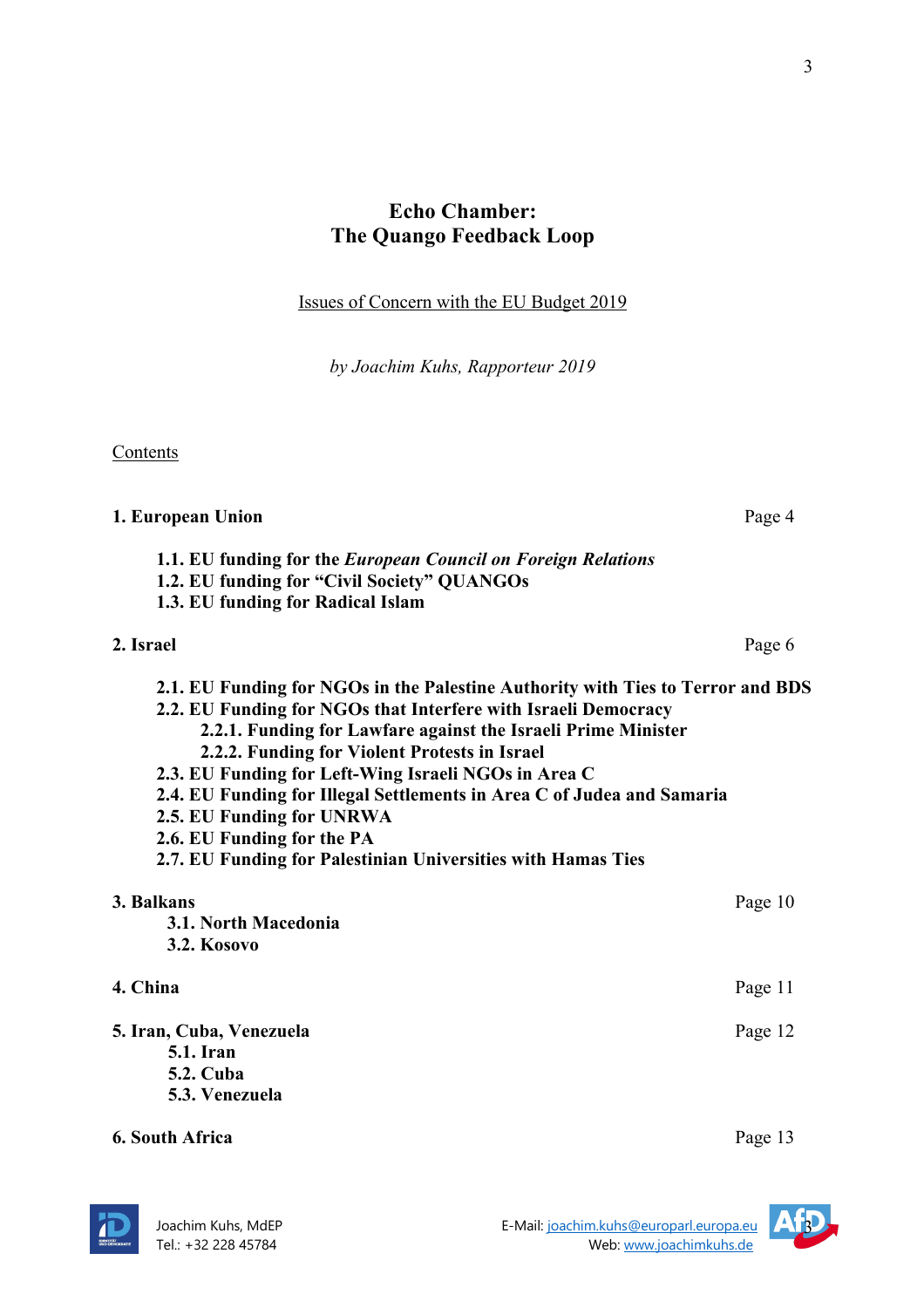# Echo Chamber:
# The Quango Feedback Loop

Issues of Concern with the EU Budget 2019

*by Joachim Kuhs, Rapporteur 2019*

Contents

**1. European Union** Page 4

- **1.1. EU funding for the *European Council on Foreign Relations***
- **1.2. EU funding for "Civil Society" QUANGOs**
- **1.3. EU funding for Radical Islam**

**2. Israel** Page 6

- **2.1. EU Funding for NGOs in the Palestine Authority with Ties to Terror and BDS**
- **2.2. EU Funding for NGOs that Interfere with Israeli Democracy**
  - **2.2.1. Funding for Lawfare against the Israeli Prime Minister**
  - **2.2.2. Funding for Violent Protests in Israel**
- **2.3. EU Funding for Left-Wing Israeli NGOs in Area C**
- **2.4. EU Funding for Illegal Settlements in Area C of Judea and Samaria**
- **2.5. EU Funding for UNRWA**
- **2.6. EU Funding for the PA**
- **2.7. EU Funding for Palestinian Universities with Hamas Ties**

**3. Balkans** Page 10

- **3.1. North Macedonia**
- **3.2. Kosovo**

**4. China** Page 11

**5. Iran, Cuba, Venezuela** Page 12

- **5.1. Iran**
- **5.2. Cuba**
- **5.3. Venezuela**

**6. South Africa** Page 13

Joachim Kuhs, MdEP
Tel.: +32 228 45784

E-Mail: joachim.kuhs@europarl.europa.eu
Web: www.joachimkuhs.de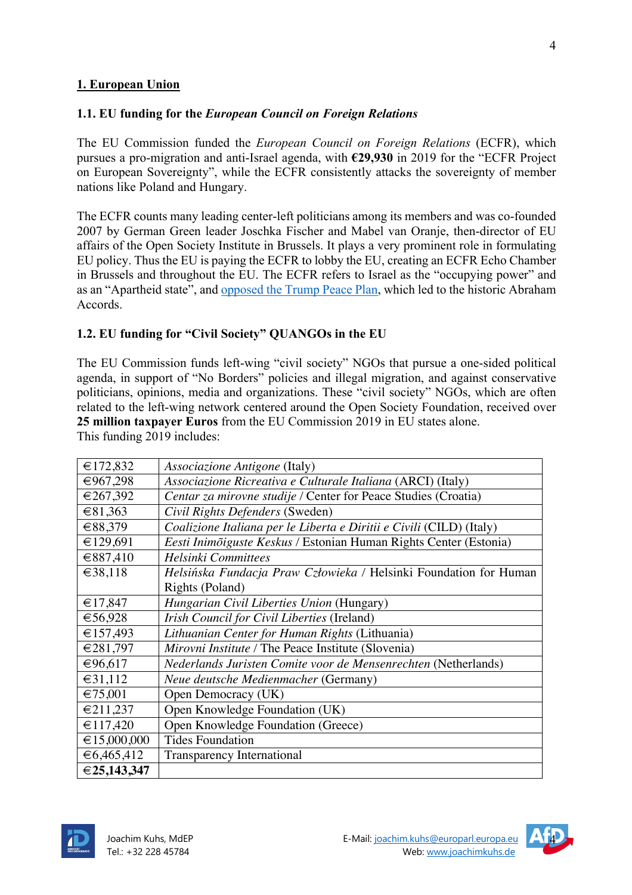## 1. European Union

### 1.1. EU funding for the *European Council on Foreign Relations*

The EU Commission funded the *European Council on Foreign Relations* (ECFR), which pursues a pro-migration and anti-Israel agenda, with **€29,930** in 2019 for the "ECFR Project on European Sovereignty", while the ECFR consistently attacks the sovereignty of member nations like Poland and Hungary.

The ECFR counts many leading center-left politicians among its members and was co-founded 2007 by German Green leader Joschka Fischer and Mabel van Oranje, then-director of EU affairs of the Open Society Institute in Brussels. It plays a very prominent role in formulating EU policy. Thus the EU is paying the ECFR to lobby the EU, creating an ECFR Echo Chamber in Brussels and throughout the EU. The ECFR refers to Israel as the "occupying power" and as an "Apartheid state", and opposed the Trump Peace Plan, which led to the historic Abraham Accords.

### 1.2. EU funding for "Civil Society" QUANGOs in the EU

The EU Commission funds left-wing "civil society" NGOs that pursue a one-sided political agenda, in support of "No Borders" policies and illegal migration, and against conservative politicians, opinions, media and organizations. These "civil society" NGOs, which are often related to the left-wing network centered around the Open Society Foundation, received over **25 million taxpayer Euros** from the EU Commission 2019 in EU states alone.
This funding 2019 includes:

| | |
|---|---|
| €172,832 | *Associazione Antigone* (Italy) |
| €967,298 | *Associazione Ricreativa e Culturale Italiana* (ARCI) (Italy) |
| €267,392 | *Centar za mirovne studije* / Center for Peace Studies (Croatia) |
| €81,363 | *Civil Rights Defenders* (Sweden) |
| €88,379 | *Coalizione Italiana per le Liberta e Diritii e Civili* (CILD) (Italy) |
| €129,691 | *Eesti Inimõiguste Keskus* / Estonian Human Rights Center (Estonia) |
| €887,410 | *Helsinki Committees* |
| €38,118 | *Helsińska Fundacja Praw Człowieka* / Helsinki Foundation for Human Rights (Poland) |
| €17,847 | *Hungarian Civil Liberties Union* (Hungary) |
| €56,928 | *Irish Council for Civil Liberties* (Ireland) |
| €157,493 | *Lithuanian Center for Human Rights* (Lithuania) |
| €281,797 | *Mirovni Institute* / The Peace Institute (Slovenia) |
| €96,617 | *Nederlands Juristen Comite voor de Mensenrechten* (Netherlands) |
| €31,112 | *Neue deutsche Medienmacher* (Germany) |
| €75,001 | Open Democracy (UK) |
| €211,237 | Open Knowledge Foundation (UK) |
| €117,420 | Open Knowledge Foundation (Greece) |
| €15,000,000 | Tides Foundation |
| €6,465,412 | Transparency International |
| **€25,143,347** | |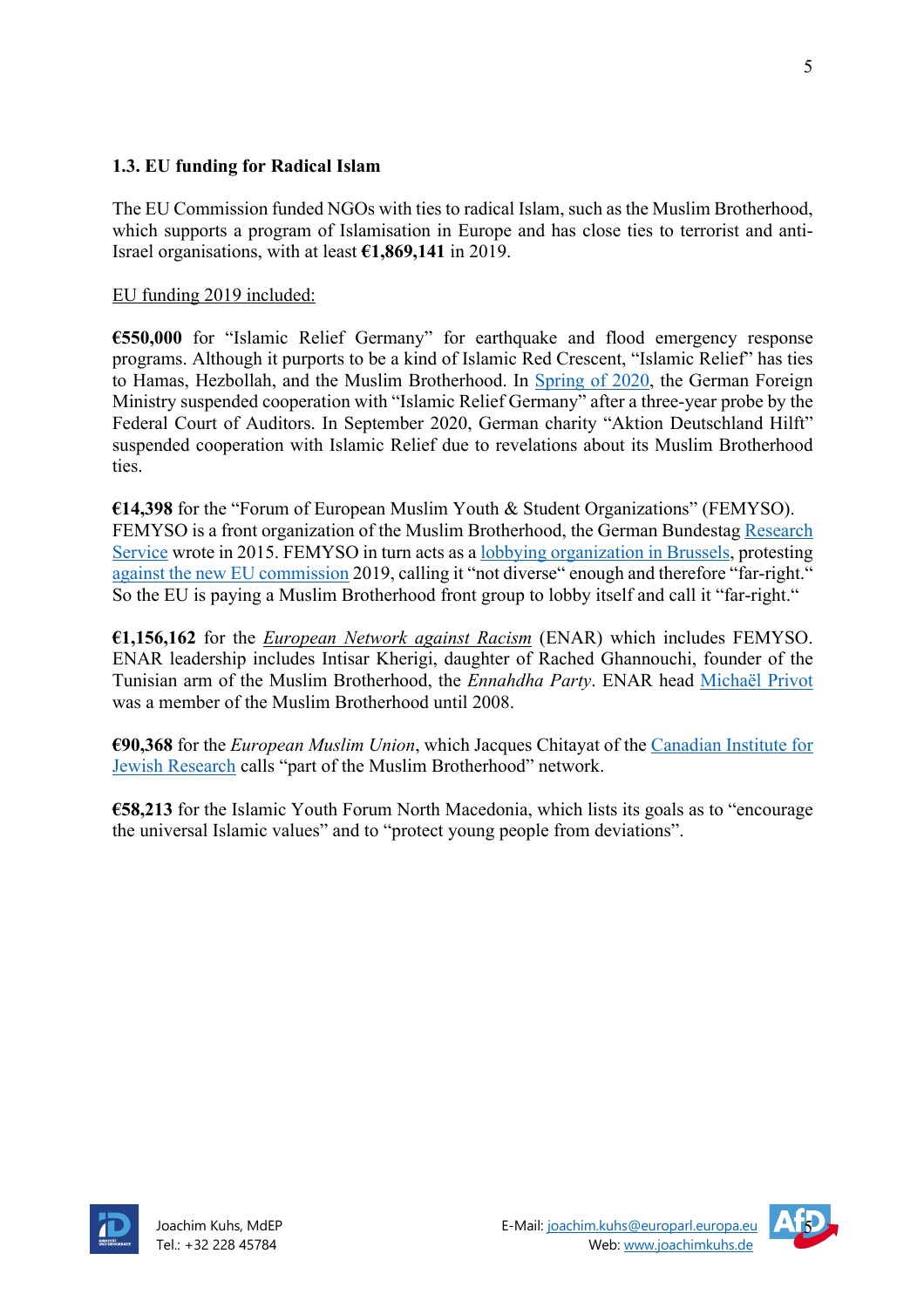### 1.3. EU funding for Radical Islam

The EU Commission funded NGOs with ties to radical Islam, such as the Muslim Brotherhood, which supports a program of Islamisation in Europe and has close ties to terrorist and anti-Israel organisations, with at least **€1,869,141** in 2019.

EU funding 2019 included:

**€550,000** for "Islamic Relief Germany" for earthquake and flood emergency response programs. Although it purports to be a kind of Islamic Red Crescent, "Islamic Relief" has ties to Hamas, Hezbollah, and the Muslim Brotherhood. In Spring of 2020, the German Foreign Ministry suspended cooperation with "Islamic Relief Germany" after a three-year probe by the Federal Court of Auditors. In September 2020, German charity "Aktion Deutschland Hilft" suspended cooperation with Islamic Relief due to revelations about its Muslim Brotherhood ties.

**€14,398** for the "Forum of European Muslim Youth & Student Organizations" (FEMYSO). FEMYSO is a front organization of the Muslim Brotherhood, the German Bundestag Research Service wrote in 2015. FEMYSO in turn acts as a lobbying organization in Brussels, protesting against the new EU commission 2019, calling it "not diverse" enough and therefore "far-right." So the EU is paying a Muslim Brotherhood front group to lobby itself and call it "far-right."

**€1,156,162** for the *European Network against Racism* (ENAR) which includes FEMYSO. ENAR leadership includes Intisar Kherigi, daughter of Rached Ghannouchi, founder of the Tunisian arm of the Muslim Brotherhood, the *Ennahdha Party*. ENAR head Michaël Privot was a member of the Muslim Brotherhood until 2008.

**€90,368** for the *European Muslim Union*, which Jacques Chitayat of the Canadian Institute for Jewish Research calls "part of the Muslim Brotherhood" network.

**€58,213** for the Islamic Youth Forum North Macedonia, which lists its goals as to "encourage the universal Islamic values" and to "protect young people from deviations".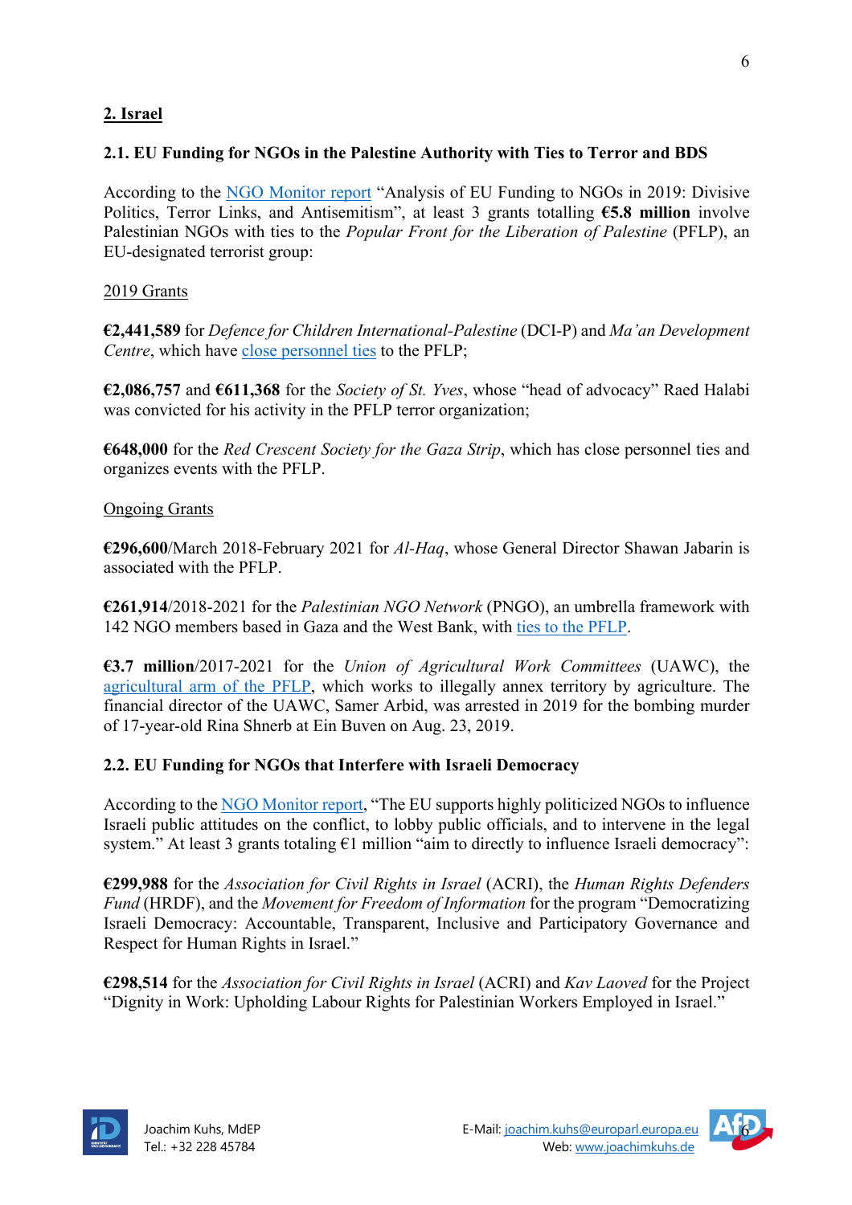## 2. Israel

### 2.1. EU Funding for NGOs in the Palestine Authority with Ties to Terror and BDS

According to the NGO Monitor report "Analysis of EU Funding to NGOs in 2019: Divisive Politics, Terror Links, and Antisemitism", at least 3 grants totalling **€5.8 million** involve Palestinian NGOs with ties to the *Popular Front for the Liberation of Palestine* (PFLP), an EU-designated terrorist group:

2019 Grants

**€2,441,589** for *Defence for Children International-Palestine* (DCI-P) and *Ma'an Development Centre*, which have close personnel ties to the PFLP;

**€2,086,757** and **€611,368** for the *Society of St. Yves*, whose "head of advocacy" Raed Halabi was convicted for his activity in the PFLP terror organization;

**€648,000** for the *Red Crescent Society for the Gaza Strip*, which has close personnel ties and organizes events with the PFLP.

Ongoing Grants

**€296,600**/March 2018-February 2021 for *Al-Haq*, whose General Director Shawan Jabarin is associated with the PFLP.

**€261,914**/2018-2021 for the *Palestinian NGO Network* (PNGO), an umbrella framework with 142 NGO members based in Gaza and the West Bank, with ties to the PFLP.

**€3.7 million**/2017-2021 for the *Union of Agricultural Work Committees* (UAWC), the agricultural arm of the PFLP, which works to illegally annex territory by agriculture. The financial director of the UAWC, Samer Arbid, was arrested in 2019 for the bombing murder of 17-year-old Rina Shnerb at Ein Buven on Aug. 23, 2019.

### 2.2. EU Funding for NGOs that Interfere with Israeli Democracy

According to the NGO Monitor report, "The EU supports highly politicized NGOs to influence Israeli public attitudes on the conflict, to lobby public officials, and to intervene in the legal system." At least 3 grants totaling €1 million "aim to directly to influence Israeli democracy":

**€299,988** for the *Association for Civil Rights in Israel* (ACRI), the *Human Rights Defenders Fund* (HRDF), and the *Movement for Freedom of Information* for the program "Democratizing Israeli Democracy: Accountable, Transparent, Inclusive and Participatory Governance and Respect for Human Rights in Israel."

**€298,514** for the *Association for Civil Rights in Israel* (ACRI) and *Kav Laoved* for the Project "Dignity in Work: Upholding Labour Rights for Palestinian Workers Employed in Israel."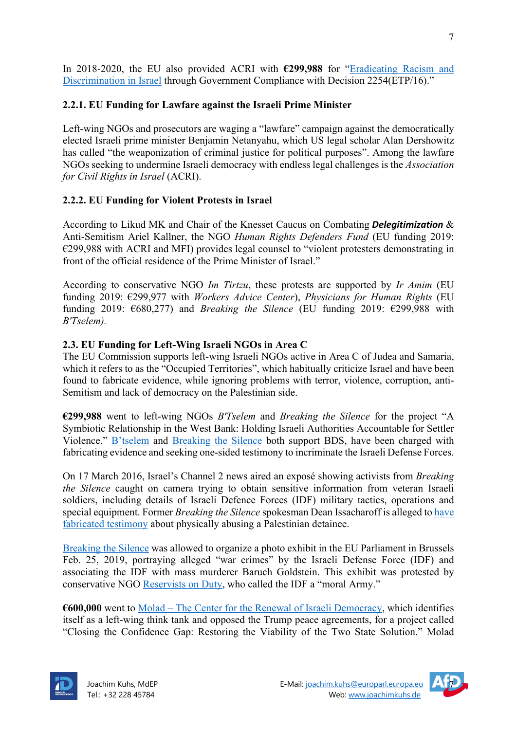In 2018-2020, the EU also provided ACRI with **€299,988** for "Eradicating Racism and Discrimination in Israel through Government Compliance with Decision 2254(ETP/16)."

### 2.2.1. EU Funding for Lawfare against the Israeli Prime Minister

Left-wing NGOs and prosecutors are waging a "lawfare" campaign against the democratically elected Israeli prime minister Benjamin Netanyahu, which US legal scholar Alan Dershowitz has called "the weaponization of criminal justice for political purposes". Among the lawfare NGOs seeking to undermine Israeli democracy with endless legal challenges is the *Association for Civil Rights in Israel* (ACRI).

### 2.2.2. EU Funding for Violent Protests in Israel

According to Likud MK and Chair of the Knesset Caucus on Combating ***Delegitimization*** & Anti-Semitism Ariel Kallner, the NGO *Human Rights Defenders Fund* (EU funding 2019: €299,988 with ACRI and MFI) provides legal counsel to "violent protesters demonstrating in front of the official residence of the Prime Minister of Israel."

According to conservative NGO *Im Tirtzu*, these protests are supported by *Ir Amim* (EU funding 2019: €299,977 with *Workers Advice Center*), *Physicians for Human Rights* (EU funding 2019: €680,277) and *Breaking the Silence* (EU funding 2019: €299,988 with *B'Tselem).*

### 2.3. EU Funding for Left-Wing Israeli NGOs in Area C

The EU Commission supports left-wing Israeli NGOs active in Area C of Judea and Samaria, which it refers to as the "Occupied Territories", which habitually criticize Israel and have been found to fabricate evidence, while ignoring problems with terror, violence, corruption, anti-Semitism and lack of democracy on the Palestinian side.

**€299,988** went to left-wing NGOs *B'Tselem* and *Breaking the Silence* for the project "A Symbiotic Relationship in the West Bank: Holding Israeli Authorities Accountable for Settler Violence." B'tselem and Breaking the Silence both support BDS, have been charged with fabricating evidence and seeking one-sided testimony to incriminate the Israeli Defense Forces.

On 17 March 2016, Israel's Channel 2 news aired an exposé showing activists from *Breaking the Silence* caught on camera trying to obtain sensitive information from veteran Israeli soldiers, including details of Israeli Defence Forces (IDF) military tactics, operations and special equipment. Former *Breaking the Silence* spokesman Dean Issacharoff is alleged to have fabricated testimony about physically abusing a Palestinian detainee.

Breaking the Silence was allowed to organize a photo exhibit in the EU Parliament in Brussels Feb. 25, 2019, portraying alleged "war crimes" by the Israeli Defense Force (IDF) and associating the IDF with mass murderer Baruch Goldstein. This exhibit was protested by conservative NGO Reservists on Duty, who called the IDF a "moral Army."

**€600,000** went to Molad – The Center for the Renewal of Israeli Democracy, which identifies itself as a left-wing think tank and opposed the Trump peace agreements, for a project called "Closing the Confidence Gap: Restoring the Viability of the Two State Solution." Molad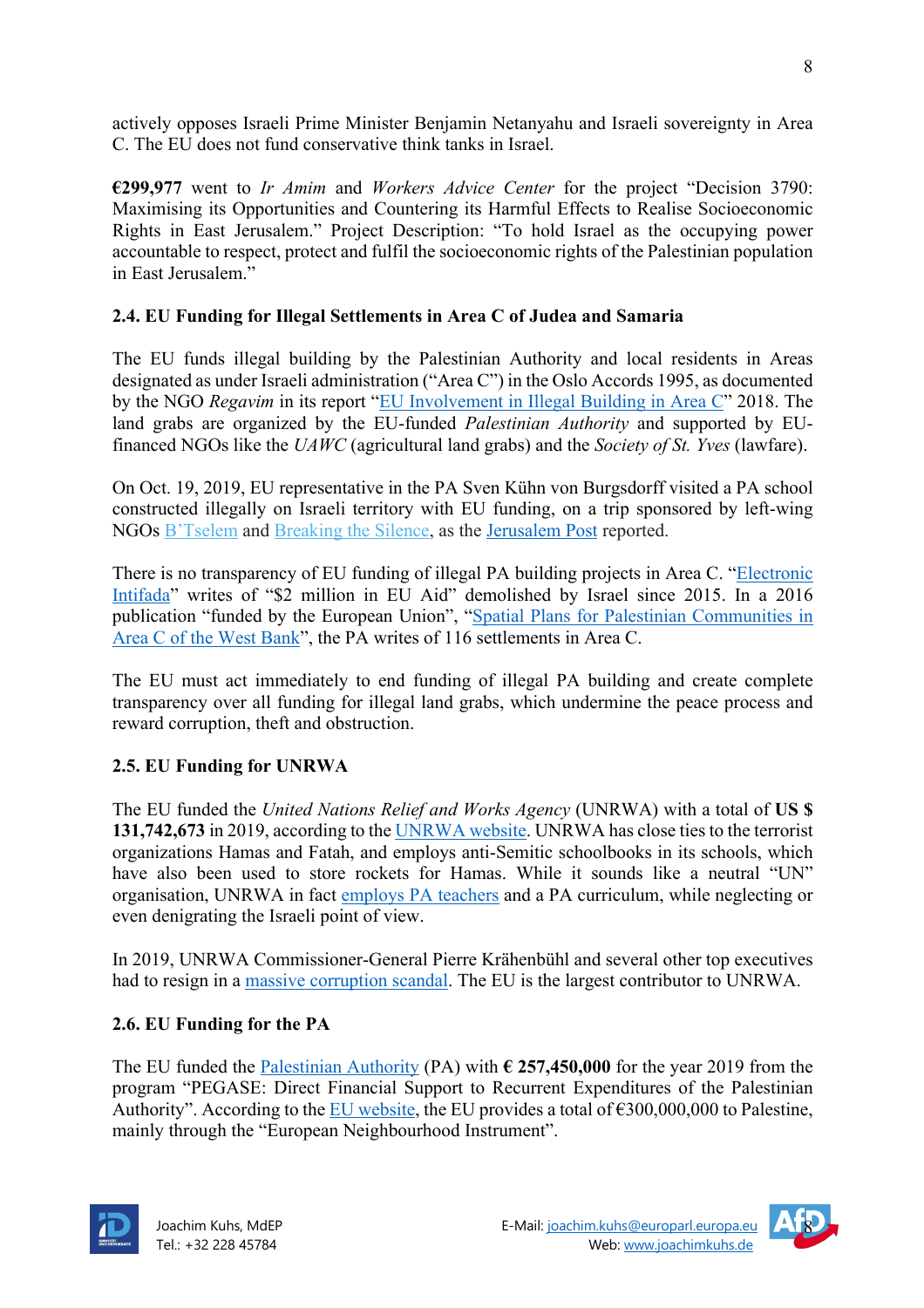actively opposes Israeli Prime Minister Benjamin Netanyahu and Israeli sovereignty in Area C. The EU does not fund conservative think tanks in Israel.

**€299,977** went to *Ir Amim* and *Workers Advice Center* for the project "Decision 3790: Maximising its Opportunities and Countering its Harmful Effects to Realise Socioeconomic Rights in East Jerusalem." Project Description: "To hold Israel as the occupying power accountable to respect, protect and fulfil the socioeconomic rights of the Palestinian population in East Jerusalem."

### 2.4. EU Funding for Illegal Settlements in Area C of Judea and Samaria

The EU funds illegal building by the Palestinian Authority and local residents in Areas designated as under Israeli administration ("Area C") in the Oslo Accords 1995, as documented by the NGO *Regavim* in its report "EU Involvement in Illegal Building in Area C" 2018. The land grabs are organized by the EU-funded *Palestinian Authority* and supported by EU-financed NGOs like the *UAWC* (agricultural land grabs) and the *Society of St. Yves* (lawfare).

On Oct. 19, 2019, EU representative in the PA Sven Kühn von Burgsdorff visited a PA school constructed illegally on Israeli territory with EU funding, on a trip sponsored by left-wing NGOs B'Tselem and Breaking the Silence, as the Jerusalem Post reported.

There is no transparency of EU funding of illegal PA building projects in Area C. "Electronic Intifada" writes of "$2 million in EU Aid" demolished by Israel since 2015. In a 2016 publication "funded by the European Union", "Spatial Plans for Palestinian Communities in Area C of the West Bank", the PA writes of 116 settlements in Area C.

The EU must act immediately to end funding of illegal PA building and create complete transparency over all funding for illegal land grabs, which undermine the peace process and reward corruption, theft and obstruction.

### 2.5. EU Funding for UNRWA

The EU funded the *United Nations Relief and Works Agency* (UNRWA) with a total of **US $ 131,742,673** in 2019, according to the UNRWA website. UNRWA has close ties to the terrorist organizations Hamas and Fatah, and employs anti-Semitic schoolbooks in its schools, which have also been used to store rockets for Hamas. While it sounds like a neutral "UN" organisation, UNRWA in fact employs PA teachers and a PA curriculum, while neglecting or even denigrating the Israeli point of view.

In 2019, UNRWA Commissioner-General Pierre Krähenbühl and several other top executives had to resign in a massive corruption scandal. The EU is the largest contributor to UNRWA.

### 2.6. EU Funding for the PA

The EU funded the Palestinian Authority (PA) with **€ 257,450,000** for the year 2019 from the program "PEGASE: Direct Financial Support to Recurrent Expenditures of the Palestinian Authority". According to the EU website, the EU provides a total of €300,000,000 to Palestine, mainly through the "European Neighbourhood Instrument".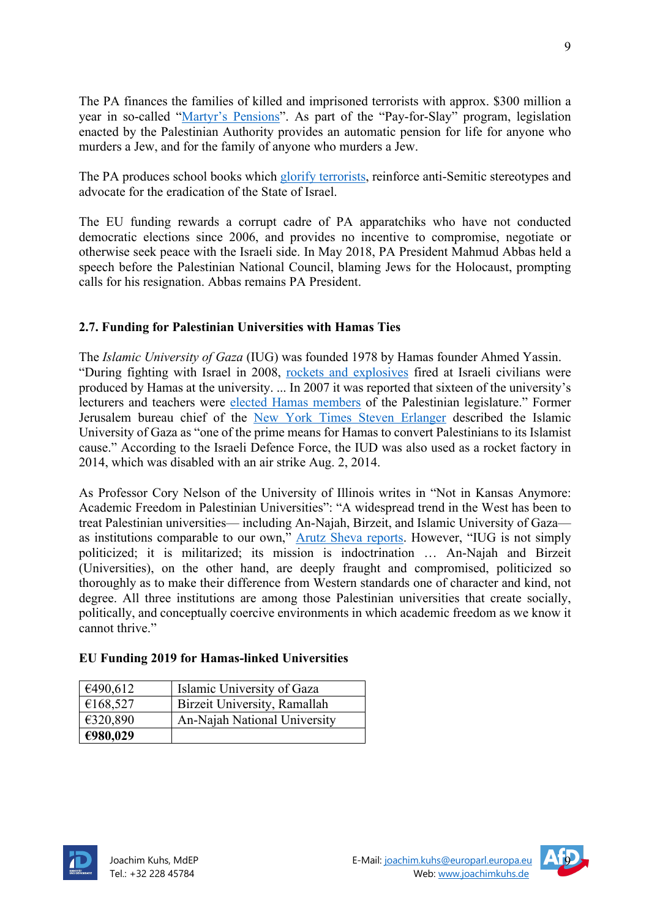The PA finances the families of killed and imprisoned terrorists with approx. $300 million a year in so-called "Martyr's Pensions". As part of the "Pay-for-Slay" program, legislation enacted by the Palestinian Authority provides an automatic pension for life for anyone who murders a Jew, and for the family of anyone who murders a Jew.

The PA produces school books which glorify terrorists, reinforce anti-Semitic stereotypes and advocate for the eradication of the State of Israel.

The EU funding rewards a corrupt cadre of PA apparatchiks who have not conducted democratic elections since 2006, and provides no incentive to compromise, negotiate or otherwise seek peace with the Israeli side. In May 2018, PA President Mahmud Abbas held a speech before the Palestinian National Council, blaming Jews for the Holocaust, prompting calls for his resignation. Abbas remains PA President.

### 2.7. Funding for Palestinian Universities with Hamas Ties

The *Islamic University of Gaza* (IUG) was founded 1978 by Hamas founder Ahmed Yassin. "During fighting with Israel in 2008, rockets and explosives fired at Israeli civilians were produced by Hamas at the university. ... In 2007 it was reported that sixteen of the university's lecturers and teachers were elected Hamas members of the Palestinian legislature." Former Jerusalem bureau chief of the New York Times Steven Erlanger described the Islamic University of Gaza as "one of the prime means for Hamas to convert Palestinians to its Islamist cause." According to the Israeli Defence Force, the IUD was also used as a rocket factory in 2014, which was disabled with an air strike Aug. 2, 2014.

As Professor Cory Nelson of the University of Illinois writes in "Not in Kansas Anymore: Academic Freedom in Palestinian Universities": "A widespread trend in the West has been to treat Palestinian universities— including An-Najah, Birzeit, and Islamic University of Gaza— as institutions comparable to our own," Arutz Sheva reports. However, "IUG is not simply politicized; it is militarized; its mission is indoctrination … An-Najah and Birzeit (Universities), on the other hand, are deeply fraught and compromised, politicized so thoroughly as to make their difference from Western standards one of character and kind, not degree. All three institutions are among those Palestinian universities that create socially, politically, and conceptually coercive environments in which academic freedom as we know it cannot thrive."

**EU Funding 2019 for Hamas-linked Universities**

| | |
|---|---|
| €490,612 | Islamic University of Gaza |
| €168,527 | Birzeit University, Ramallah |
| €320,890 | An-Najah National University |
| **€980,029** | |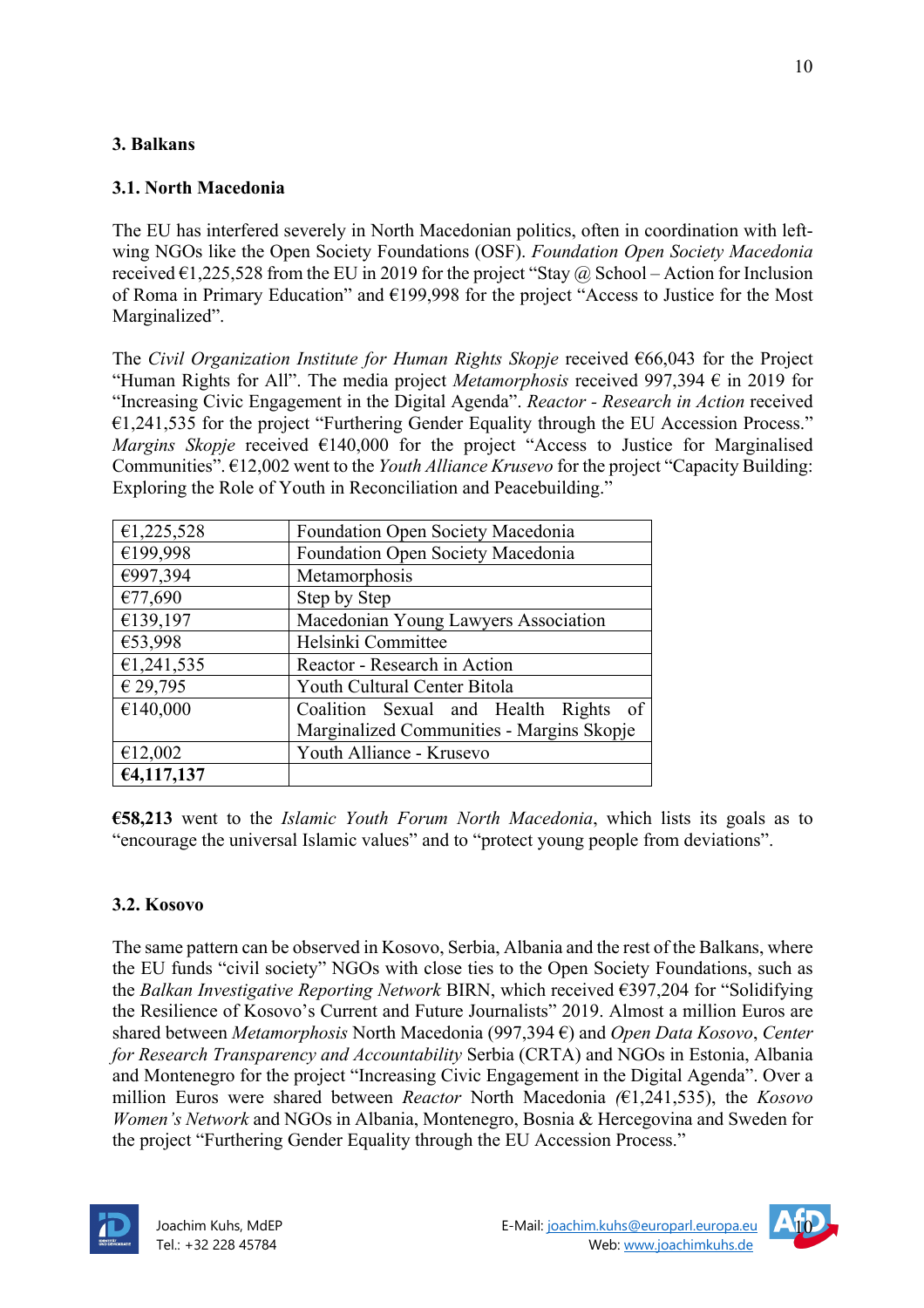### 3. Balkans

#### 3.1. North Macedonia

The EU has interfered severely in North Macedonian politics, often in coordination with left-wing NGOs like the Open Society Foundations (OSF). *Foundation Open Society Macedonia* received €1,225,528 from the EU in 2019 for the project "Stay @ School – Action for Inclusion of Roma in Primary Education" and €199,998 for the project "Access to Justice for the Most Marginalized".

The *Civil Organization Institute for Human Rights Skopje* received €66,043 for the Project "Human Rights for All". The media project *Metamorphosis* received 997,394 € in 2019 for "Increasing Civic Engagement in the Digital Agenda". *Reactor - Research in Action* received €1,241,535 for the project "Furthering Gender Equality through the EU Accession Process." *Margins Skopje* received €140,000 for the project "Access to Justice for Marginalised Communities". €12,002 went to the *Youth Alliance Krusevo* for the project "Capacity Building: Exploring the Role of Youth in Reconciliation and Peacebuilding."

| | |
|---|---|
| €1,225,528 | Foundation Open Society Macedonia |
| €199,998 | Foundation Open Society Macedonia |
| €997,394 | Metamorphosis |
| €77,690 | Step by Step |
| €139,197 | Macedonian Young Lawyers Association |
| €53,998 | Helsinki Committee |
| €1,241,535 | Reactor - Research in Action |
| € 29,795 | Youth Cultural Center Bitola |
| €140,000 | Coalition Sexual and Health Rights of Marginalized Communities - Margins Skopje |
| €12,002 | Youth Alliance - Krusevo |
| **€4,117,137** | |

**€58,213** went to the *Islamic Youth Forum North Macedonia*, which lists its goals as to "encourage the universal Islamic values" and to "protect young people from deviations".

#### 3.2. Kosovo

The same pattern can be observed in Kosovo, Serbia, Albania and the rest of the Balkans, where the EU funds "civil society" NGOs with close ties to the Open Society Foundations, such as the *Balkan Investigative Reporting Network* BIRN, which received €397,204 for "Solidifying the Resilience of Kosovo's Current and Future Journalists" 2019. Almost a million Euros are shared between *Metamorphosis* North Macedonia (997,394 €) and *Open Data Kosovo*, *Center for Research Transparency and Accountability* Serbia (CRTA) and NGOs in Estonia, Albania and Montenegro for the project "Increasing Civic Engagement in the Digital Agenda". Over a million Euros were shared between *Reactor* North Macedonia *(*€1,241,535), the *Kosovo Women's Network* and NGOs in Albania, Montenegro, Bosnia & Hercegovina and Sweden for the project "Furthering Gender Equality through the EU Accession Process."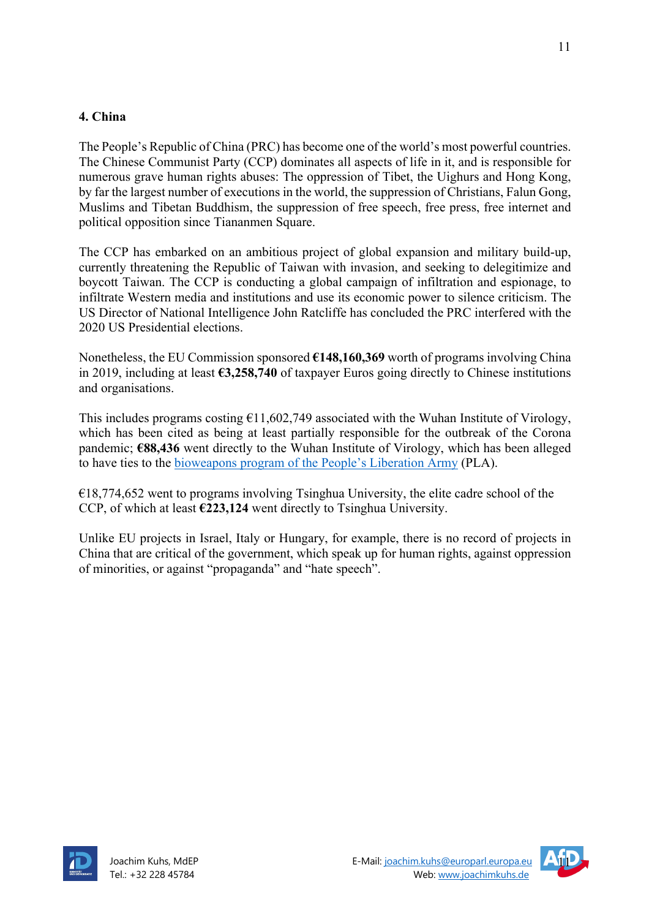### 4. China

The People's Republic of China (PRC) has become one of the world's most powerful countries. The Chinese Communist Party (CCP) dominates all aspects of life in it, and is responsible for numerous grave human rights abuses: The oppression of Tibet, the Uighurs and Hong Kong, by far the largest number of executions in the world, the suppression of Christians, Falun Gong, Muslims and Tibetan Buddhism, the suppression of free speech, free press, free internet and political opposition since Tiananmen Square.

The CCP has embarked on an ambitious project of global expansion and military build-up, currently threatening the Republic of Taiwan with invasion, and seeking to delegitimize and boycott Taiwan. The CCP is conducting a global campaign of infiltration and espionage, to infiltrate Western media and institutions and use its economic power to silence criticism. The US Director of National Intelligence John Ratcliffe has concluded the PRC interfered with the 2020 US Presidential elections.

Nonetheless, the EU Commission sponsored **€148,160,369** worth of programs involving China in 2019, including at least **€3,258,740** of taxpayer Euros going directly to Chinese institutions and organisations.

This includes programs costing €11,602,749 associated with the Wuhan Institute of Virology, which has been cited as being at least partially responsible for the outbreak of the Corona pandemic; **€88,436** went directly to the Wuhan Institute of Virology, which has been alleged to have ties to the bioweapons program of the People's Liberation Army (PLA).

€18,774,652 went to programs involving Tsinghua University, the elite cadre school of the CCP, of which at least **€223,124** went directly to Tsinghua University.

Unlike EU projects in Israel, Italy or Hungary, for example, there is no record of projects in China that are critical of the government, which speak up for human rights, against oppression of minorities, or against "propaganda" and "hate speech".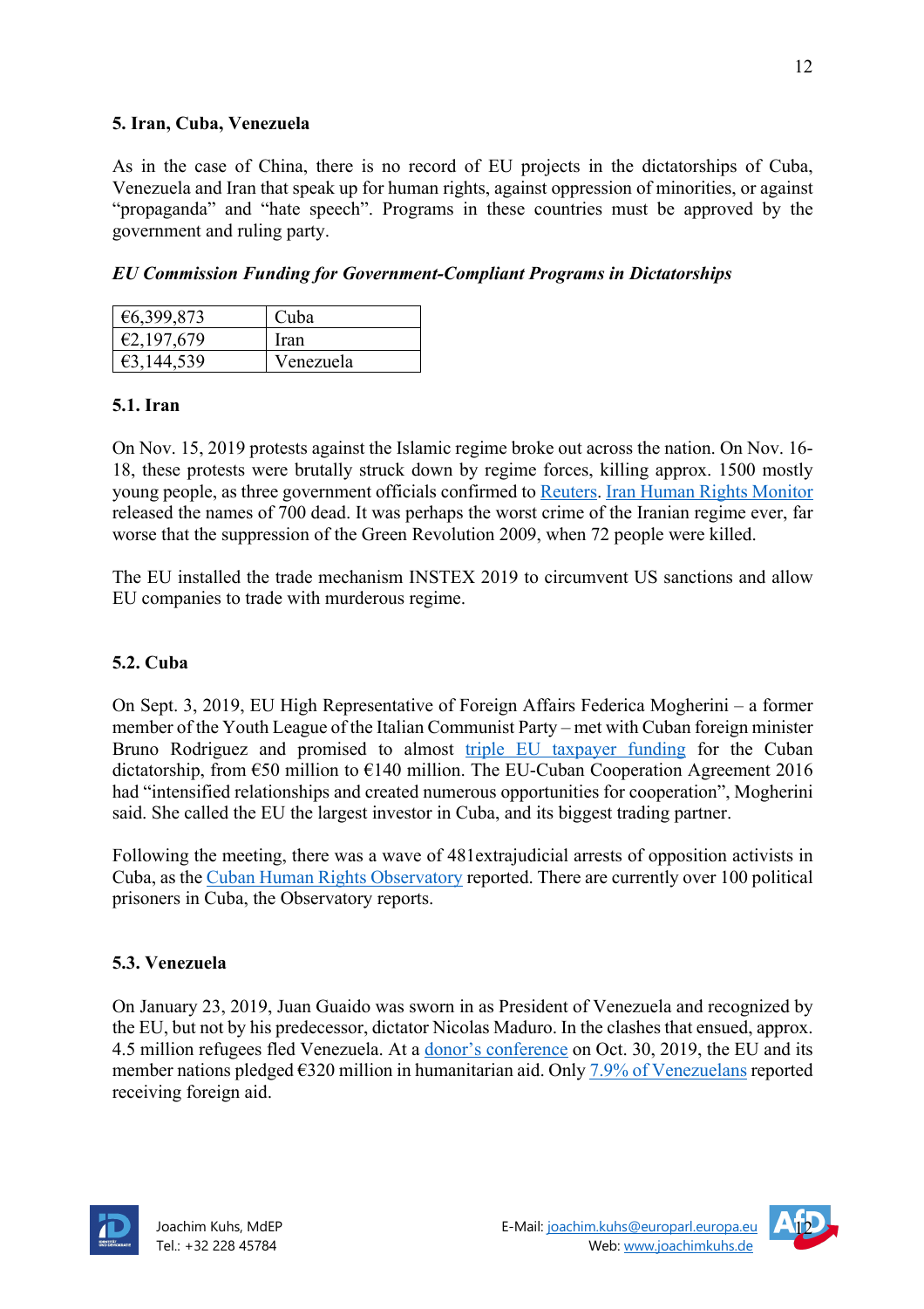## 5. Iran, Cuba, Venezuela

As in the case of China, there is no record of EU projects in the dictatorships of Cuba, Venezuela and Iran that speak up for human rights, against oppression of minorities, or against "propaganda" and "hate speech". Programs in these countries must be approved by the government and ruling party.

***EU Commission Funding for Government-Compliant Programs in Dictatorships***

| €6,399,873 | Cuba |
|---|---|
| €2,197,679 | Iran |
| €3,144,539 | Venezuela |

### 5.1. Iran

On Nov. 15, 2019 protests against the Islamic regime broke out across the nation. On Nov. 16-18, these protests were brutally struck down by regime forces, killing approx. 1500 mostly young people, as three government officials confirmed to Reuters. Iran Human Rights Monitor released the names of 700 dead. It was perhaps the worst crime of the Iranian regime ever, far worse that the suppression of the Green Revolution 2009, when 72 people were killed.

The EU installed the trade mechanism INSTEX 2019 to circumvent US sanctions and allow EU companies to trade with murderous regime.

### 5.2. Cuba

On Sept. 3, 2019, EU High Representative of Foreign Affairs Federica Mogherini – a former member of the Youth League of the Italian Communist Party – met with Cuban foreign minister Bruno Rodriguez and promised to almost triple EU taxpayer funding for the Cuban dictatorship, from €50 million to €140 million. The EU-Cuban Cooperation Agreement 2016 had "intensified relationships and created numerous opportunities for cooperation", Mogherini said. She called the EU the largest investor in Cuba, and its biggest trading partner.

Following the meeting, there was a wave of 481extrajudicial arrests of opposition activists in Cuba, as the Cuban Human Rights Observatory reported. There are currently over 100 political prisoners in Cuba, the Observatory reports.

### 5.3. Venezuela

On January 23, 2019, Juan Guaido was sworn in as President of Venezuela and recognized by the EU, but not by his predecessor, dictator Nicolas Maduro. In the clashes that ensued, approx. 4.5 million refugees fled Venezuela. At a donor's conference on Oct. 30, 2019, the EU and its member nations pledged €320 million in humanitarian aid. Only 7.9% of Venezuelans reported receiving foreign aid.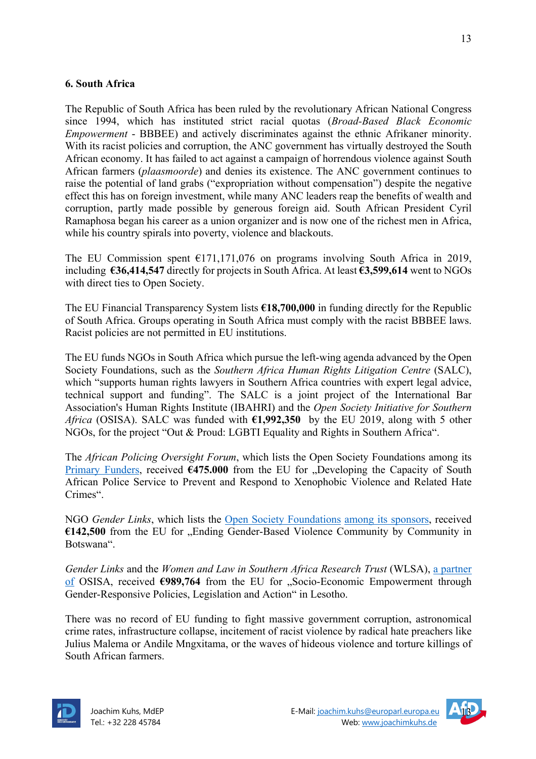### 6. South Africa

The Republic of South Africa has been ruled by the revolutionary African National Congress since 1994, which has instituted strict racial quotas (*Broad-Based Black Economic Empowerment* - BBBEE) and actively discriminates against the ethnic Afrikaner minority. With its racist policies and corruption, the ANC government has virtually destroyed the South African economy. It has failed to act against a campaign of horrendous violence against South African farmers (*plaasmoorde*) and denies its existence. The ANC government continues to raise the potential of land grabs ("expropriation without compensation") despite the negative effect this has on foreign investment, while many ANC leaders reap the benefits of wealth and corruption, partly made possible by generous foreign aid. South African President Cyril Ramaphosa began his career as a union organizer and is now one of the richest men in Africa, while his country spirals into poverty, violence and blackouts.

The EU Commission spent €171,171,076 on programs involving South Africa in 2019, including **€36,414,547** directly for projects in South Africa. At least **€3,599,614** went to NGOs with direct ties to Open Society.

The EU Financial Transparency System lists **€18,700,000** in funding directly for the Republic of South Africa. Groups operating in South Africa must comply with the racist BBBEE laws. Racist policies are not permitted in EU institutions.

The EU funds NGOs in South Africa which pursue the left-wing agenda advanced by the Open Society Foundations, such as the *Southern Africa Human Rights Litigation Centre* (SALC), which "supports human rights lawyers in Southern Africa countries with expert legal advice, technical support and funding". The SALC is a joint project of the International Bar Association's Human Rights Institute (IBAHRI) and the *Open Society Initiative for Southern Africa* (OSISA). SALC was funded with **€1,992,350** by the EU 2019, along with 5 other NGOs, for the project "Out & Proud: LGBTI Equality and Rights in Southern Africa".

The *African Policing Oversight Forum*, which lists the Open Society Foundations among its Primary Funders, received **€475.000** from the EU for „Developing the Capacity of South African Police Service to Prevent and Respond to Xenophobic Violence and Related Hate Crimes".

NGO *Gender Links*, which lists the Open Society Foundations among its sponsors, received **€142,500** from the EU for „Ending Gender-Based Violence Community by Community in Botswana".

*Gender Links* and the *Women and Law in Southern Africa Research Trust* (WLSA), a partner of OSISA, received **€989,764** from the EU for „Socio-Economic Empowerment through Gender-Responsive Policies, Legislation and Action" in Lesotho.

There was no record of EU funding to fight massive government corruption, astronomical crime rates, infrastructure collapse, incitement of racist violence by radical hate preachers like Julius Malema or Andile Mngxitama, or the waves of hideous violence and torture killings of South African farmers.